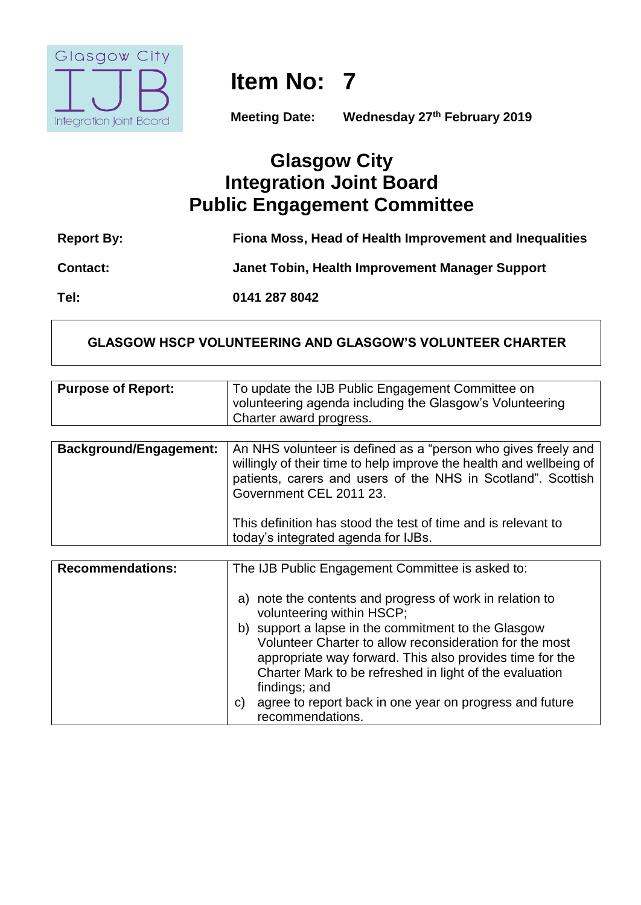# Item No: 7

**Meeting Date:** **Wednesday 27th February 2019**

## Glasgow City Integration Joint Board Public Engagement Committee

| | |
|---|---|
| **Report By:** | **Fiona Moss, Head of Health Improvement and Inequalities** |
| **Contact:** | **Janet Tobin, Health Improvement Manager Support** |
| **Tel:** | **0141 287 8042** |

**GLASGOW HSCP VOLUNTEERING AND GLASGOW'S VOLUNTEER CHARTER**

| | |
|---|---|
| **Purpose of Report:** | To update the IJB Public Engagement Committee on volunteering agenda including the Glasgow's Volunteering Charter award progress. |

| | |
|---|---|
| **Background/Engagement:** | An NHS volunteer is defined as a "person who gives freely and willingly of their time to help improve the health and wellbeing of patients, carers and users of the NHS in Scotland". Scottish Government CEL 2011 23.<br><br>This definition has stood the test of time and is relevant to today's integrated agenda for IJBs. |

| | |
|---|---|
| **Recommendations:** | The IJB Public Engagement Committee is asked to:<br><br>a) note the contents and progress of work in relation to volunteering within HSCP;<br>b) support a lapse in the commitment to the Glasgow Volunteer Charter to allow reconsideration for the most appropriate way forward. This also provides time for the Charter Mark to be refreshed in light of the evaluation findings; and<br>c) agree to report back in one year on progress and future recommendations. |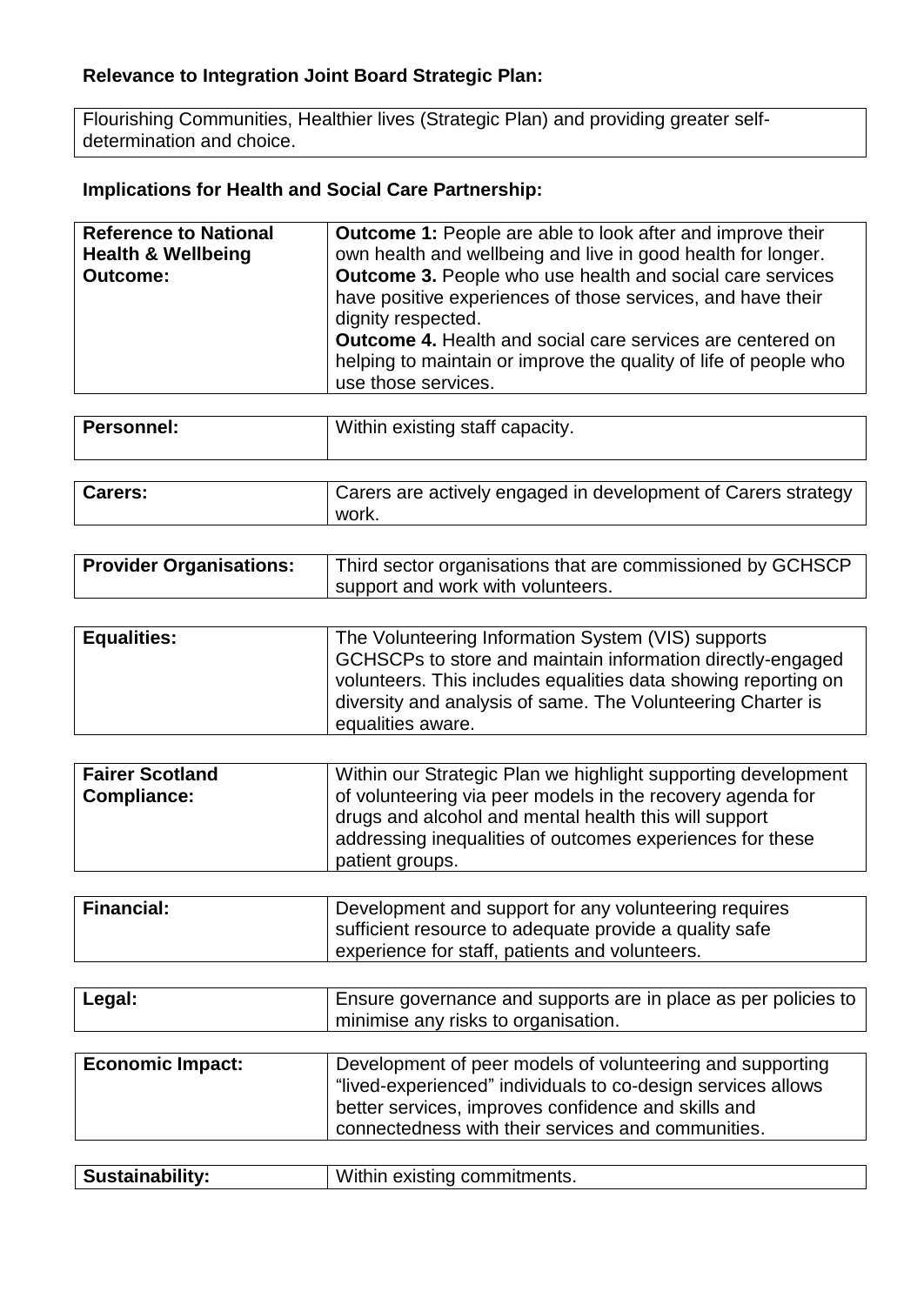**Relevance to Integration Joint Board Strategic Plan:**

| Flourishing Communities, Healthier lives (Strategic Plan) and providing greater self-determination and choice. |
|---|

**Implications for Health and Social Care Partnership:**

| | |
|---|---|
| **Reference to National Health & Wellbeing Outcome:** | **Outcome 1:** People are able to look after and improve their own health and wellbeing and live in good health for longer.<br>**Outcome 3.** People who use health and social care services have positive experiences of those services, and have their dignity respected.<br>**Outcome 4.** Health and social care services are centered on helping to maintain or improve the quality of life of people who use those services. |
| **Personnel:** | Within existing staff capacity. |
| **Carers:** | Carers are actively engaged in development of Carers strategy work. |
| **Provider Organisations:** | Third sector organisations that are commissioned by GCHSCP support and work with volunteers. |
| **Equalities:** | The Volunteering Information System (VIS) supports GCHSCPs to store and maintain information directly-engaged volunteers. This includes equalities data showing reporting on diversity and analysis of same. The Volunteering Charter is equalities aware. |
| **Fairer Scotland Compliance:** | Within our Strategic Plan we highlight supporting development of volunteering via peer models in the recovery agenda for drugs and alcohol and mental health this will support addressing inequalities of outcomes experiences for these patient groups. |
| **Financial:** | Development and support for any volunteering requires sufficient resource to adequate provide a quality safe experience for staff, patients and volunteers. |
| **Legal:** | Ensure governance and supports are in place as per policies to minimise any risks to organisation. |
| **Economic Impact:** | Development of peer models of volunteering and supporting "lived-experienced" individuals to co-design services allows better services, improves confidence and skills and connectedness with their services and communities. |
| **Sustainability:** | Within existing commitments. |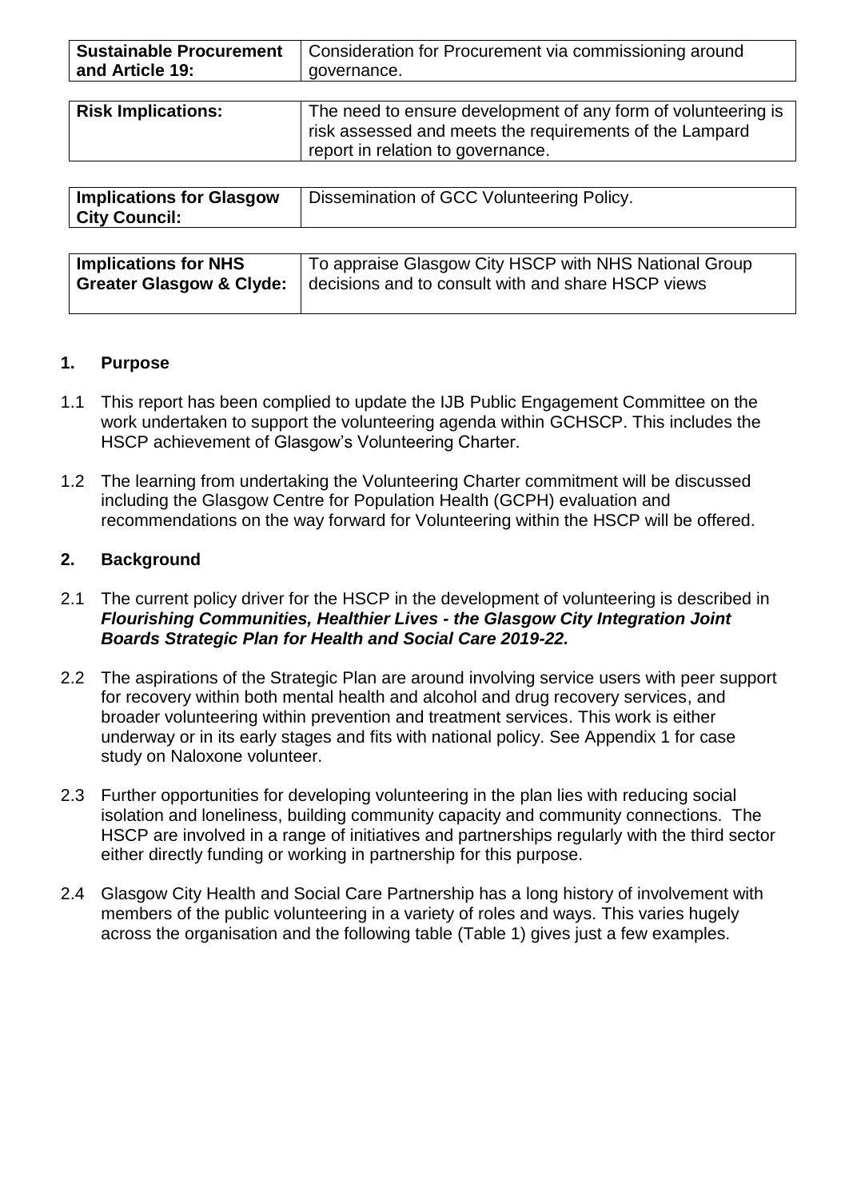| **Sustainable Procurement and Article 19:** | Consideration for Procurement via commissioning around governance. |
|---|---|

| **Risk Implications:** | The need to ensure development of any form of volunteering is risk assessed and meets the requirements of the Lampard report in relation to governance. |
|---|---|

| **Implications for Glasgow City Council:** | Dissemination of GCC Volunteering Policy. |
|---|---|

| **Implications for NHS Greater Glasgow & Clyde:** | To appraise Glasgow City HSCP with NHS National Group decisions and to consult with and share HSCP views |
|---|---|

## 1. Purpose

1.1 This report has been complied to update the IJB Public Engagement Committee on the work undertaken to support the volunteering agenda within GCHSCP. This includes the HSCP achievement of Glasgow's Volunteering Charter.

1.2 The learning from undertaking the Volunteering Charter commitment will be discussed including the Glasgow Centre for Population Health (GCPH) evaluation and recommendations on the way forward for Volunteering within the HSCP will be offered.

## 2. Background

2.1 The current policy driver for the HSCP in the development of volunteering is described in ***Flourishing Communities, Healthier Lives - the Glasgow City Integration Joint Boards Strategic Plan for Health and Social Care 2019-22.***

2.2 The aspirations of the Strategic Plan are around involving service users with peer support for recovery within both mental health and alcohol and drug recovery services, and broader volunteering within prevention and treatment services. This work is either underway or in its early stages and fits with national policy. See Appendix 1 for case study on Naloxone volunteer.

2.3 Further opportunities for developing volunteering in the plan lies with reducing social isolation and loneliness, building community capacity and community connections. The HSCP are involved in a range of initiatives and partnerships regularly with the third sector either directly funding or working in partnership for this purpose.

2.4 Glasgow City Health and Social Care Partnership has a long history of involvement with members of the public volunteering in a variety of roles and ways. This varies hugely across the organisation and the following table (Table 1) gives just a few examples.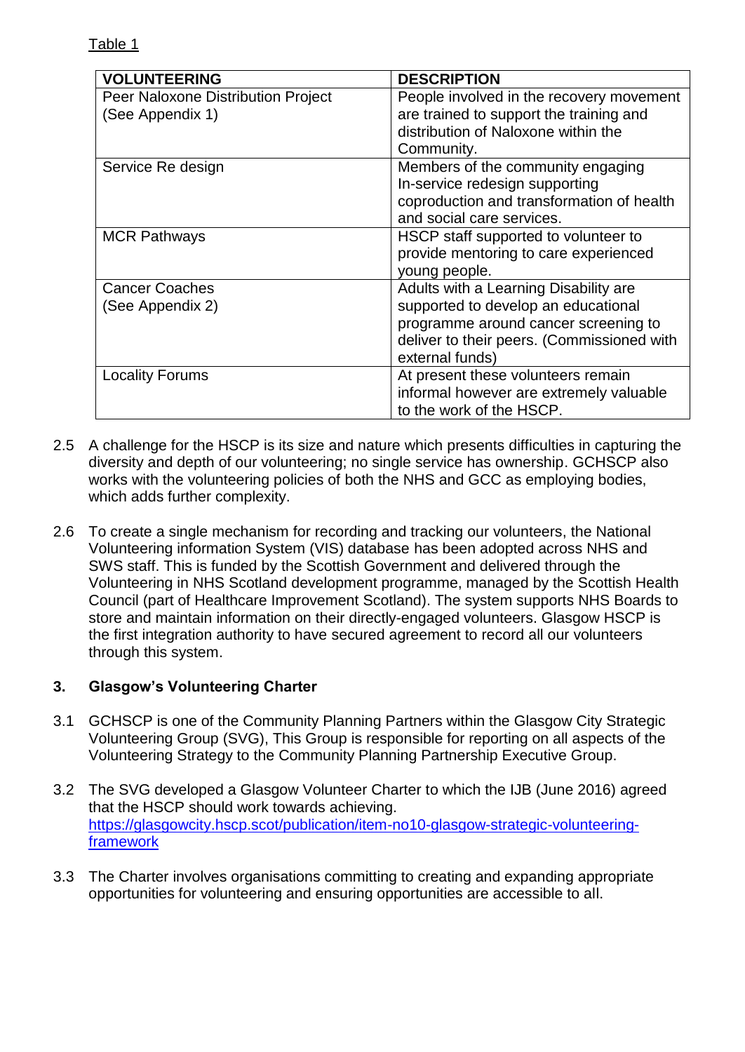Table 1

| VOLUNTEERING | DESCRIPTION |
|---|---|
| Peer Naloxone Distribution Project (See Appendix 1) | People involved in the recovery movement are trained to support the training and distribution of Naloxone within the Community. |
| Service Re design | Members of the community engaging In-service redesign supporting coproduction and transformation of health and social care services. |
| MCR Pathways | HSCP staff supported to volunteer to provide mentoring to care experienced young people. |
| Cancer Coaches (See Appendix 2) | Adults with a Learning Disability are supported to develop an educational programme around cancer screening to deliver to their peers. (Commissioned with external funds) |
| Locality Forums | At present these volunteers remain informal however are extremely valuable to the work of the HSCP. |

2.5 A challenge for the HSCP is its size and nature which presents difficulties in capturing the diversity and depth of our volunteering; no single service has ownership. GCHSCP also works with the volunteering policies of both the NHS and GCC as employing bodies, which adds further complexity.

2.6 To create a single mechanism for recording and tracking our volunteers, the National Volunteering information System (VIS) database has been adopted across NHS and SWS staff. This is funded by the Scottish Government and delivered through the Volunteering in NHS Scotland development programme, managed by the Scottish Health Council (part of Healthcare Improvement Scotland). The system supports NHS Boards to store and maintain information on their directly-engaged volunteers. Glasgow HSCP is the first integration authority to have secured agreement to record all our volunteers through this system.

## 3. Glasgow's Volunteering Charter

3.1 GCHSCP is one of the Community Planning Partners within the Glasgow City Strategic Volunteering Group (SVG), This Group is responsible for reporting on all aspects of the Volunteering Strategy to the Community Planning Partnership Executive Group.

3.2 The SVG developed a Glasgow Volunteer Charter to which the IJB (June 2016) agreed that the HSCP should work towards achieving. [https://glasgowcity.hscp.scot/publication/item-no10-glasgow-strategic-volunteering-framework](https://glasgowcity.hscp.scot/publication/item-no10-glasgow-strategic-volunteering-framework)

3.3 The Charter involves organisations committing to creating and expanding appropriate opportunities for volunteering and ensuring opportunities are accessible to all.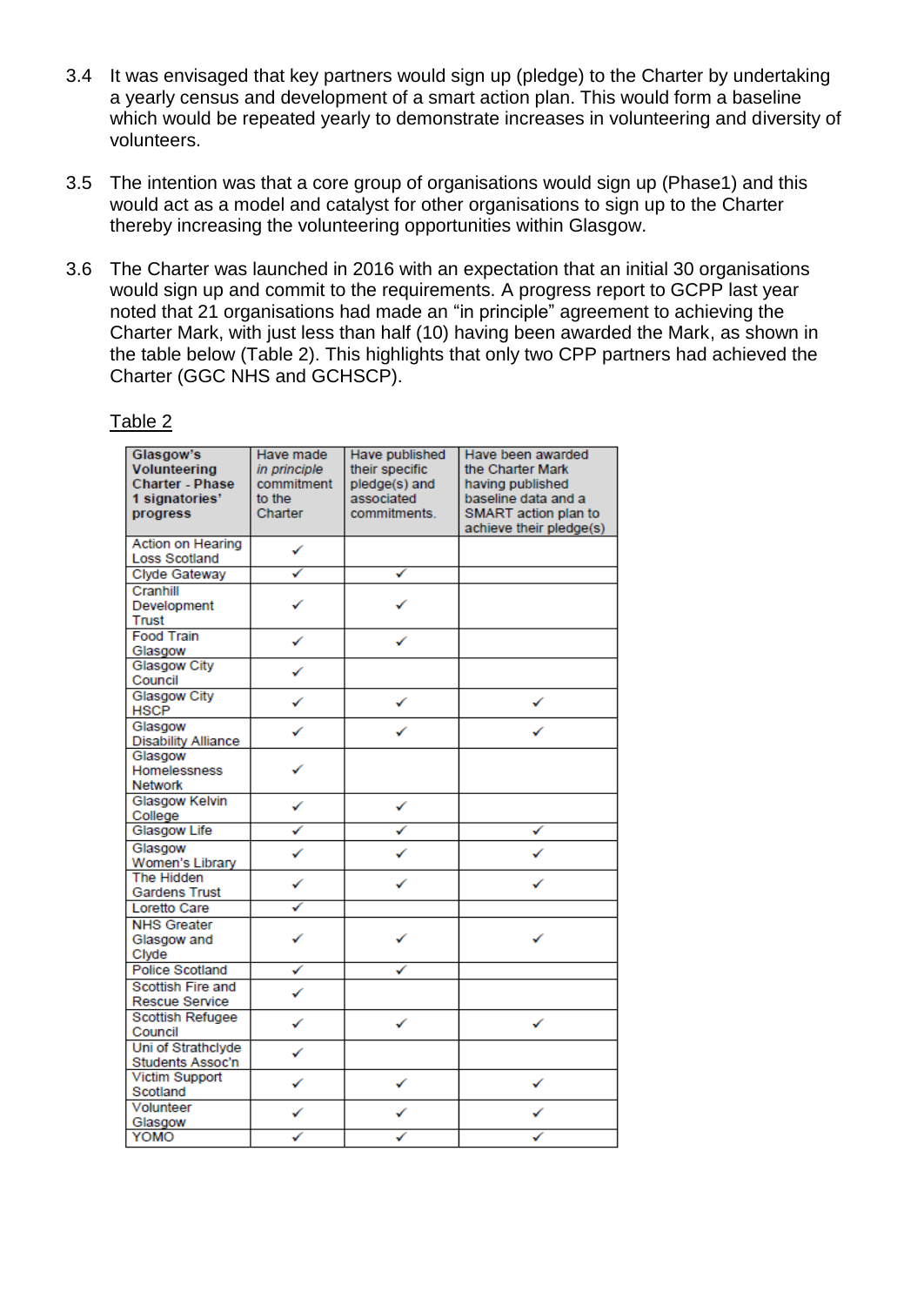3.4 It was envisaged that key partners would sign up (pledge) to the Charter by undertaking a yearly census and development of a smart action plan. This would form a baseline which would be repeated yearly to demonstrate increases in volunteering and diversity of volunteers.

3.5 The intention was that a core group of organisations would sign up (Phase1) and this would act as a model and catalyst for other organisations to sign up to the Charter thereby increasing the volunteering opportunities within Glasgow.

3.6 The Charter was launched in 2016 with an expectation that an initial 30 organisations would sign up and commit to the requirements. A progress report to GCPP last year noted that 21 organisations had made an "in principle" agreement to achieving the Charter Mark, with just less than half (10) having been awarded the Mark, as shown in the table below (Table 2). This highlights that only two CPP partners had achieved the Charter (GGC NHS and GCHSCP).

Table 2

| **Glasgow's Volunteering Charter - Phase 1 signatories' progress** | Have made *in principle* commitment to the Charter | Have published their specific pledge(s) and associated commitments. | Have been awarded the Charter Mark having published baseline data and a SMART action plan to achieve their pledge(s) |
|---|---|---|---|
| Action on Hearing Loss Scotland | ✓ | | |
| Clyde Gateway | ✓ | ✓ | |
| Cranhill Development Trust | ✓ | ✓ | |
| Food Train Glasgow | ✓ | ✓ | |
| Glasgow City Council | ✓ | | |
| Glasgow City HSCP | ✓ | ✓ | ✓ |
| Glasgow Disability Alliance | ✓ | ✓ | ✓ |
| Glasgow Homelessness Network | ✓ | | |
| Glasgow Kelvin College | ✓ | ✓ | |
| Glasgow Life | ✓ | ✓ | ✓ |
| Glasgow Women's Library | ✓ | ✓ | ✓ |
| The Hidden Gardens Trust | ✓ | ✓ | ✓ |
| Loretto Care | ✓ | | |
| NHS Greater Glasgow and Clyde | ✓ | ✓ | ✓ |
| Police Scotland | ✓ | ✓ | |
| Scottish Fire and Rescue Service | ✓ | | |
| Scottish Refugee Council | ✓ | ✓ | ✓ |
| Uni of Strathclyde Students Assoc'n | ✓ | | |
| Victim Support Scotland | ✓ | ✓ | ✓ |
| Volunteer Glasgow | ✓ | ✓ | ✓ |
| YOMO | ✓ | ✓ | ✓ |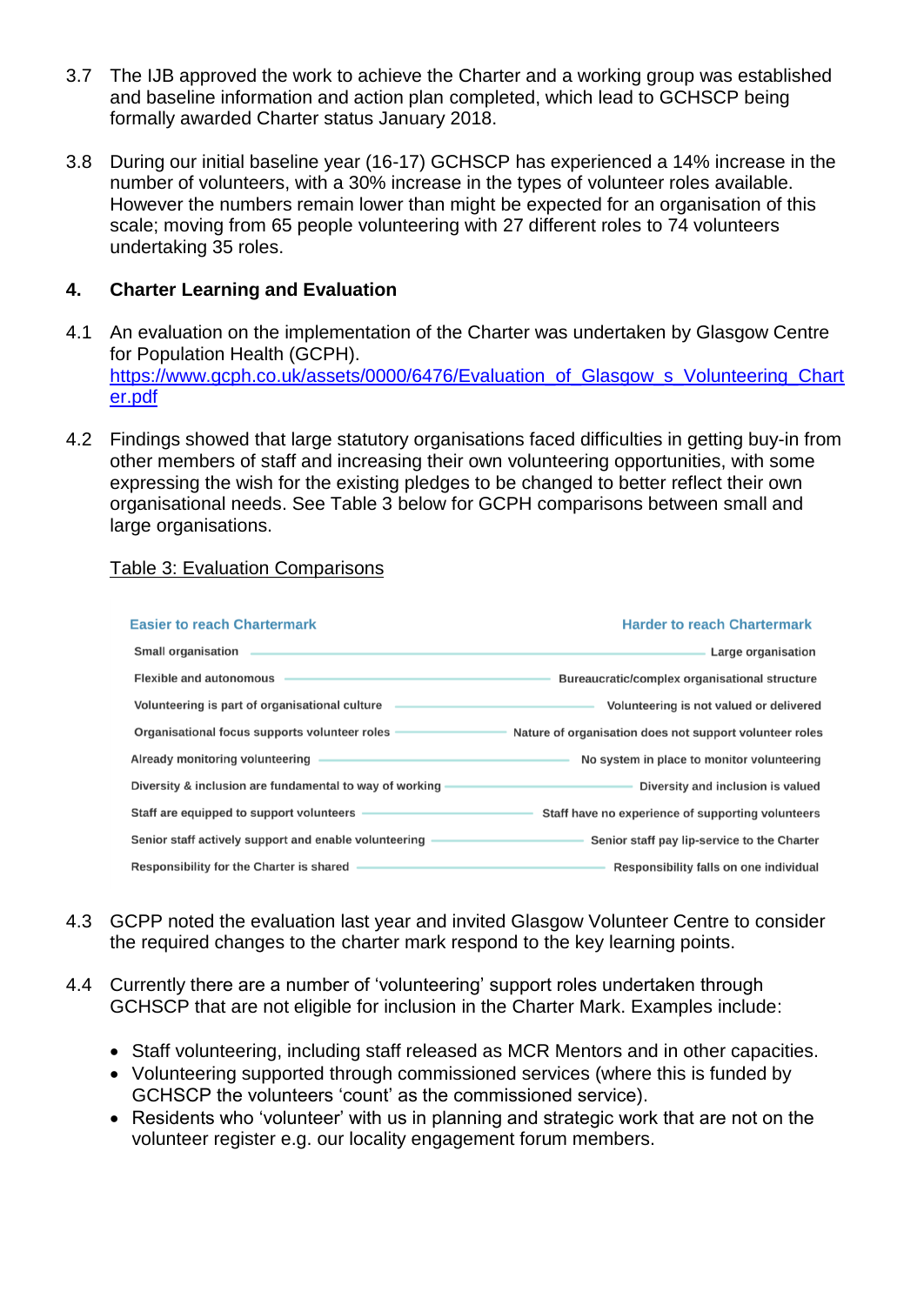3.7 The IJB approved the work to achieve the Charter and a working group was established and baseline information and action plan completed, which lead to GCHSCP being formally awarded Charter status January 2018.

3.8 During our initial baseline year (16-17) GCHSCP has experienced a 14% increase in the number of volunteers, with a 30% increase in the types of volunteer roles available. However the numbers remain lower than might be expected for an organisation of this scale; moving from 65 people volunteering with 27 different roles to 74 volunteers undertaking 35 roles.

## 4. Charter Learning and Evaluation

4.1 An evaluation on the implementation of the Charter was undertaken by Glasgow Centre for Population Health (GCPH). https://www.gcph.co.uk/assets/0000/6476/Evaluation_of_Glasgow_s_Volunteering_Charter.pdf

4.2 Findings showed that large statutory organisations faced difficulties in getting buy-in from other members of staff and increasing their own volunteering opportunities, with some expressing the wish for the existing pledges to be changed to better reflect their own organisational needs. See Table 3 below for GCPH comparisons between small and large organisations.

Table 3: Evaluation Comparisons

| Easier to reach Chartermark | Harder to reach Chartermark |
|---|---|
| Small organisation | Large organisation |
| Flexible and autonomous | Bureaucratic/complex organisational structure |
| Volunteering is part of organisational culture | Volunteering is not valued or delivered |
| Organisational focus supports volunteer roles | Nature of organisation does not support volunteer roles |
| Already monitoring volunteering | No system in place to monitor volunteering |
| Diversity & inclusion are fundamental to way of working | Diversity and inclusion is valued |
| Staff are equipped to support volunteers | Staff have no experience of supporting volunteers |
| Senior staff actively support and enable volunteering | Senior staff pay lip-service to the Charter |
| Responsibility for the Charter is shared | Responsibility falls on one individual |

4.3 GCPP noted the evaluation last year and invited Glasgow Volunteer Centre to consider the required changes to the charter mark respond to the key learning points.

4.4 Currently there are a number of 'volunteering' support roles undertaken through GCHSCP that are not eligible for inclusion in the Charter Mark. Examples include:

- Staff volunteering, including staff released as MCR Mentors and in other capacities.
- Volunteering supported through commissioned services (where this is funded by GCHSCP the volunteers 'count' as the commissioned service).
- Residents who 'volunteer' with us in planning and strategic work that are not on the volunteer register e.g. our locality engagement forum members.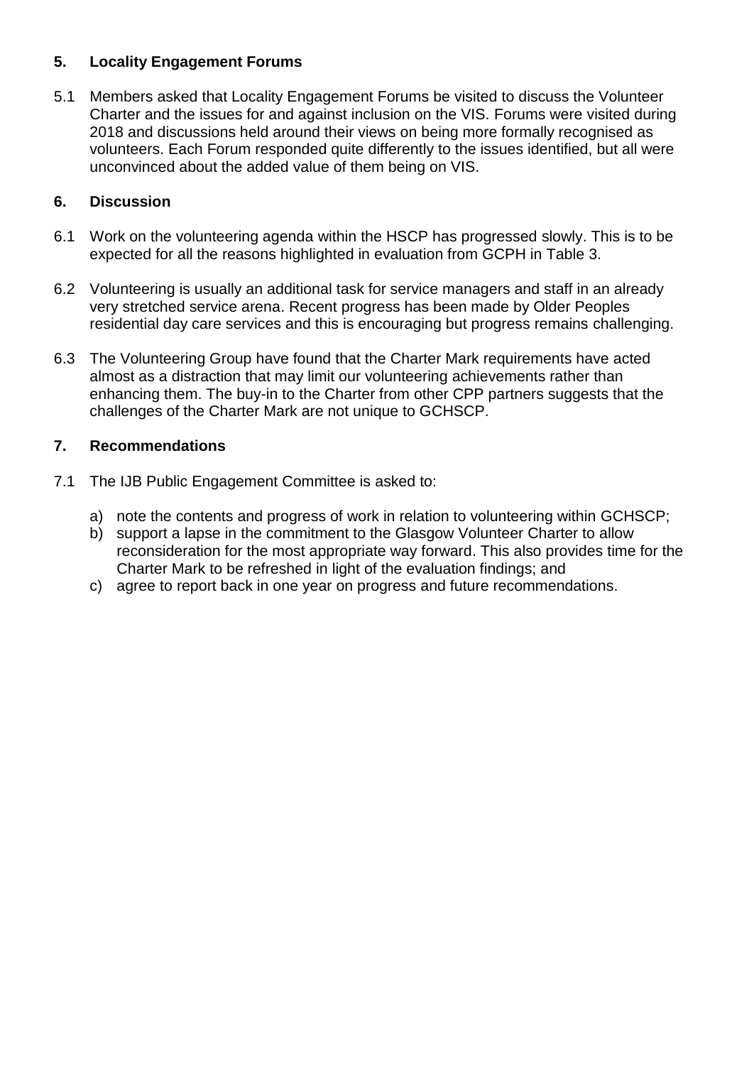## 5. Locality Engagement Forums

5.1 Members asked that Locality Engagement Forums be visited to discuss the Volunteer Charter and the issues for and against inclusion on the VIS. Forums were visited during 2018 and discussions held around their views on being more formally recognised as volunteers. Each Forum responded quite differently to the issues identified, but all were unconvinced about the added value of them being on VIS.

## 6. Discussion

6.1 Work on the volunteering agenda within the HSCP has progressed slowly. This is to be expected for all the reasons highlighted in evaluation from GCPH in Table 3.

6.2 Volunteering is usually an additional task for service managers and staff in an already very stretched service arena. Recent progress has been made by Older Peoples residential day care services and this is encouraging but progress remains challenging.

6.3 The Volunteering Group have found that the Charter Mark requirements have acted almost as a distraction that may limit our volunteering achievements rather than enhancing them. The buy-in to the Charter from other CPP partners suggests that the challenges of the Charter Mark are not unique to GCHSCP.

## 7. Recommendations

7.1 The IJB Public Engagement Committee is asked to:

a) note the contents and progress of work in relation to volunteering within GCHSCP;
b) support a lapse in the commitment to the Glasgow Volunteer Charter to allow reconsideration for the most appropriate way forward. This also provides time for the Charter Mark to be refreshed in light of the evaluation findings; and
c) agree to report back in one year on progress and future recommendations.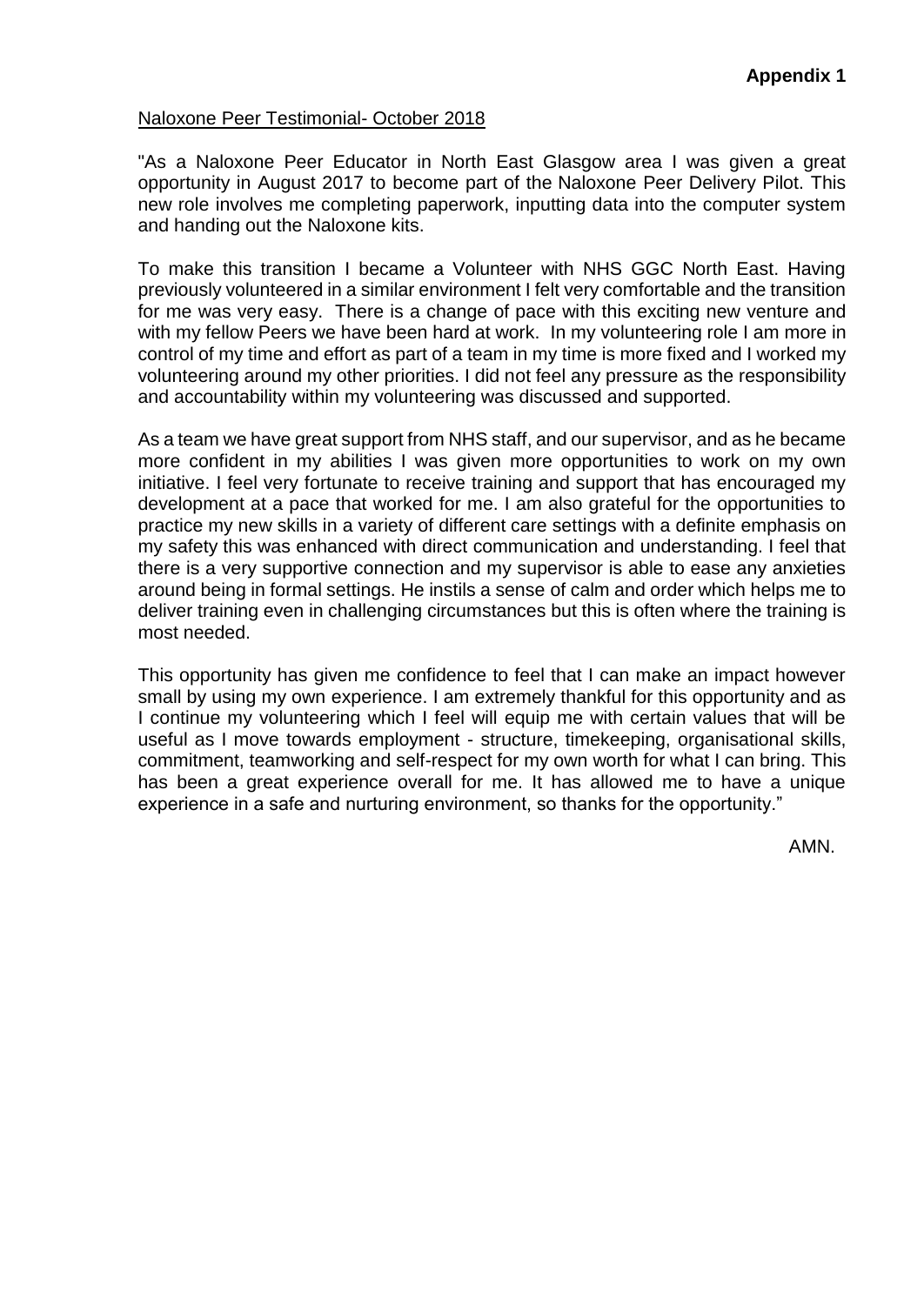**Appendix 1**

<u>Naloxone Peer Testimonial- October 2018</u>

"As a Naloxone Peer Educator in North East Glasgow area I was given a great opportunity in August 2017 to become part of the Naloxone Peer Delivery Pilot. This new role involves me completing paperwork, inputting data into the computer system and handing out the Naloxone kits.

To make this transition I became a Volunteer with NHS GGC North East. Having previously volunteered in a similar environment I felt very comfortable and the transition for me was very easy. There is a change of pace with this exciting new venture and with my fellow Peers we have been hard at work. In my volunteering role I am more in control of my time and effort as part of a team in my time is more fixed and I worked my volunteering around my other priorities. I did not feel any pressure as the responsibility and accountability within my volunteering was discussed and supported.

As a team we have great support from NHS staff, and our supervisor, and as he became more confident in my abilities I was given more opportunities to work on my own initiative. I feel very fortunate to receive training and support that has encouraged my development at a pace that worked for me. I am also grateful for the opportunities to practice my new skills in a variety of different care settings with a definite emphasis on my safety this was enhanced with direct communication and understanding. I feel that there is a very supportive connection and my supervisor is able to ease any anxieties around being in formal settings. He instils a sense of calm and order which helps me to deliver training even in challenging circumstances but this is often where the training is most needed.

This opportunity has given me confidence to feel that I can make an impact however small by using my own experience. I am extremely thankful for this opportunity and as I continue my volunteering which I feel will equip me with certain values that will be useful as I move towards employment - structure, timekeeping, organisational skills, commitment, teamworking and self-respect for my own worth for what I can bring. This has been a great experience overall for me. It has allowed me to have a unique experience in a safe and nurturing environment, so thanks for the opportunity."

AMN.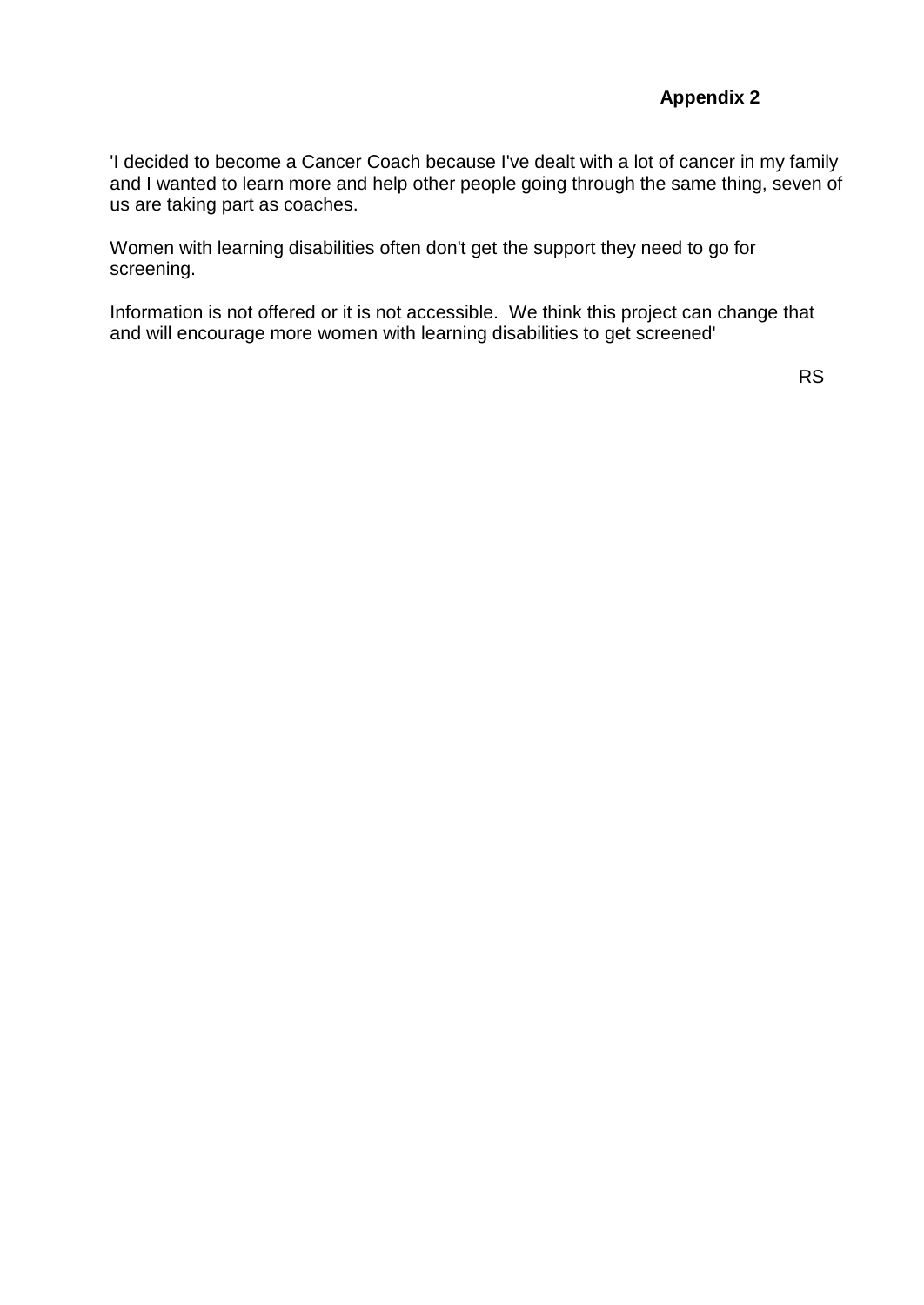**Appendix 2**

'I decided to become a Cancer Coach because I've dealt with a lot of cancer in my family and I wanted to learn more and help other people going through the same thing, seven of us are taking part as coaches.

Women with learning disabilities often don't get the support they need to go for screening.

Information is not offered or it is not accessible. We think this project can change that and will encourage more women with learning disabilities to get screened'

RS